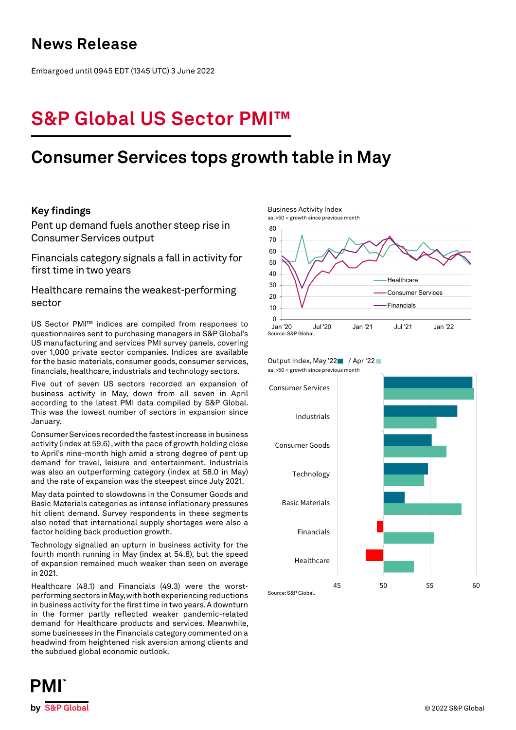# News Release

Embargoed until 0945 EDT (1345 UTC) 3 June 2022

# S&P Global US Sector PMI™

## Consumer Services tops growth table in May

### Key findings

Pent up demand fuels another steep rise in Consumer Services output

Financials category signals a fall in activity for first time in two years

Healthcare remains the weakest-performing sector

US Sector PMI™ indices are compiled from responses to questionnaires sent to purchasing managers in S&P Global's US manufacturing and services PMI survey panels, covering over 1,000 private sector companies. Indices are available for the basic materials, consumer goods, consumer services, financials, healthcare, industrials and technology sectors.

Five out of seven US sectors recorded an expansion of business activity in May, down from all seven in April according to the latest PMI data compiled by S&P Global. This was the lowest number of sectors in expansion since January.

Consumer Services recorded the fastest increase in business activity (index at 59.6), with the pace of growth holding close to April's nine-month high amid a strong degree of pent up demand for travel, leisure and entertainment. Industrials was also an outperforming category (index at 58.0 in May) and the rate of expansion was the steepest since July 2021.

May data pointed to slowdowns in the Consumer Goods and Basic Materials categories as intense inflationary pressures hit client demand. Survey respondents in these segments also noted that international supply shortages were also a factor holding back production growth.

Technology signalled an upturn in business activity for the fourth month running in May (index at 54.8), but the speed of expansion remained much weaker than seen on average in 2021.

Healthcare (48.1) and Financials (49.3) were the worst-performing sectors in May, with both experiencing reductions in business activity for the first time in two years. A downturn in the former partly reflected weaker pandemic-related demand for Healthcare products and services. Meanwhile, some businesses in the Financials category commented on a headwind from heightened risk aversion among clients and the subdued global economic outlook.

Business Activity Index
sa, >50 = growth since previous month

Source: S&P Global.

Output Index, May '22 / Apr '22
sa, >50 = growth since previous month

Source: S&P Global.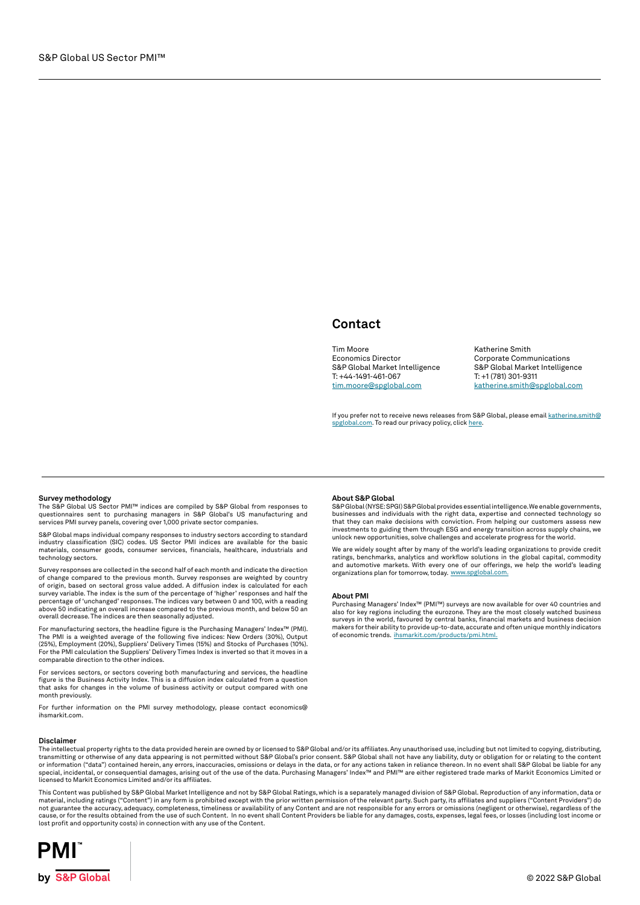## Contact

Tim Moore
Economics Director
S&P Global Market Intelligence
T: +44-1491-461-067
tim.moore@spglobal.com

Katherine Smith
Corporate Communications
S&P Global Market Intelligence
T: +1 (781) 301-9311
katherine.smith@spglobal.com

If you prefer not to receive news releases from S&P Global, please email katherine.smith@spglobal.com. To read our privacy policy, click here.

**Survey methodology**
The S&P Global US Sector PMI™ indices are compiled by S&P Global from responses to questionnaires sent to purchasing managers in S&P Global's US manufacturing and services PMI survey panels, covering over 1,000 private sector companies.

S&P Global maps individual company responses to industry sectors according to standard industry classification (SIC) codes. US Sector PMI indices are available for the basic materials, consumer goods, consumer services, financials, healthcare, industrials and technology sectors.

Survey responses are collected in the second half of each month and indicate the direction of change compared to the previous month. Survey responses are weighted by country of origin, based on sectoral gross value added. A diffusion index is calculated for each survey variable. The index is the sum of the percentage of 'higher' responses and half the percentage of 'unchanged' responses. The indices vary between 0 and 100, with a reading above 50 indicating an overall increase compared to the previous month, and below 50 an overall decrease. The indices are then seasonally adjusted.

For manufacturing sectors, the headline figure is the Purchasing Managers' Index™ (PMI). The PMI is a weighted average of the following five indices: New Orders (30%), Output (25%), Employment (20%), Suppliers' Delivery Times (15%) and Stocks of Purchases (10%). For the PMI calculation the Suppliers' Delivery Times Index is inverted so that it moves in a comparable direction to the other indices.

For services sectors, or sectors covering both manufacturing and services, the headline figure is the Business Activity Index. This is a diffusion index calculated from a question that asks for changes in the volume of business activity or output compared with one month previously.

For further information on the PMI survey methodology, please contact economics@ihsmarkit.com.

**About S&P Global**
S&P Global (NYSE: SPGI) S&P Global provides essential intelligence. We enable governments, businesses and individuals with the right data, expertise and connected technology so that they can make decisions with conviction. From helping our customers assess new investments to guiding them through ESG and energy transition across supply chains, we unlock new opportunities, solve challenges and accelerate progress for the world.

We are widely sought after by many of the world's leading organizations to provide credit ratings, benchmarks, analytics and workflow solutions in the global capital, commodity and automotive markets. With every one of our offerings, we help the world's leading organizations plan for tomorrow, today. www.spglobal.com.

**About PMI**
Purchasing Managers' Index™ (PMI™) surveys are now available for over 40 countries and also for key regions including the eurozone. They are the most closely watched business surveys in the world, favoured by central banks, financial markets and business decision makers for their ability to provide up-to-date, accurate and often unique monthly indicators of economic trends. ihsmarkit.com/products/pmi.html.

**Disclaimer**
The intellectual property rights to the data provided herein are owned by or licensed to S&P Global and/or its affiliates. Any unauthorised use, including but not limited to copying, distributing, transmitting or otherwise of any data appearing is not permitted without S&P Global's prior consent. S&P Global shall not have any liability, duty or obligation for or relating to the content or information ("data") contained herein, any errors, inaccuracies, omissions or delays in the data, or for any actions taken in reliance thereon. In no event shall S&P Global be liable for any special, incidental, or consequential damages, arising out of the use of the data. Purchasing Managers' Index™ and PMI™ are either registered trade marks of Markit Economics Limited or licensed to Markit Economics Limited and/or its affiliates.

This Content was published by S&P Global Market Intelligence and not by S&P Global Ratings, which is a separately managed division of S&P Global. Reproduction of any information, data or material, including ratings ("Content") in any form is prohibited except with the prior written permission of the relevant party. Such party, its affiliates and suppliers ("Content Providers") do not guarantee the accuracy, adequacy, completeness, timeliness or availability of any Content and are not responsible for any errors or omissions (negligent or otherwise), regardless of the cause, or for the results obtained from the use of such Content. In no event shall Content Providers be liable for any damages, costs, expenses, legal fees, or losses (including lost income or lost profit and opportunity costs) in connection with any use of the Content.

PMI™ by S&P Global

© 2022 S&P Global